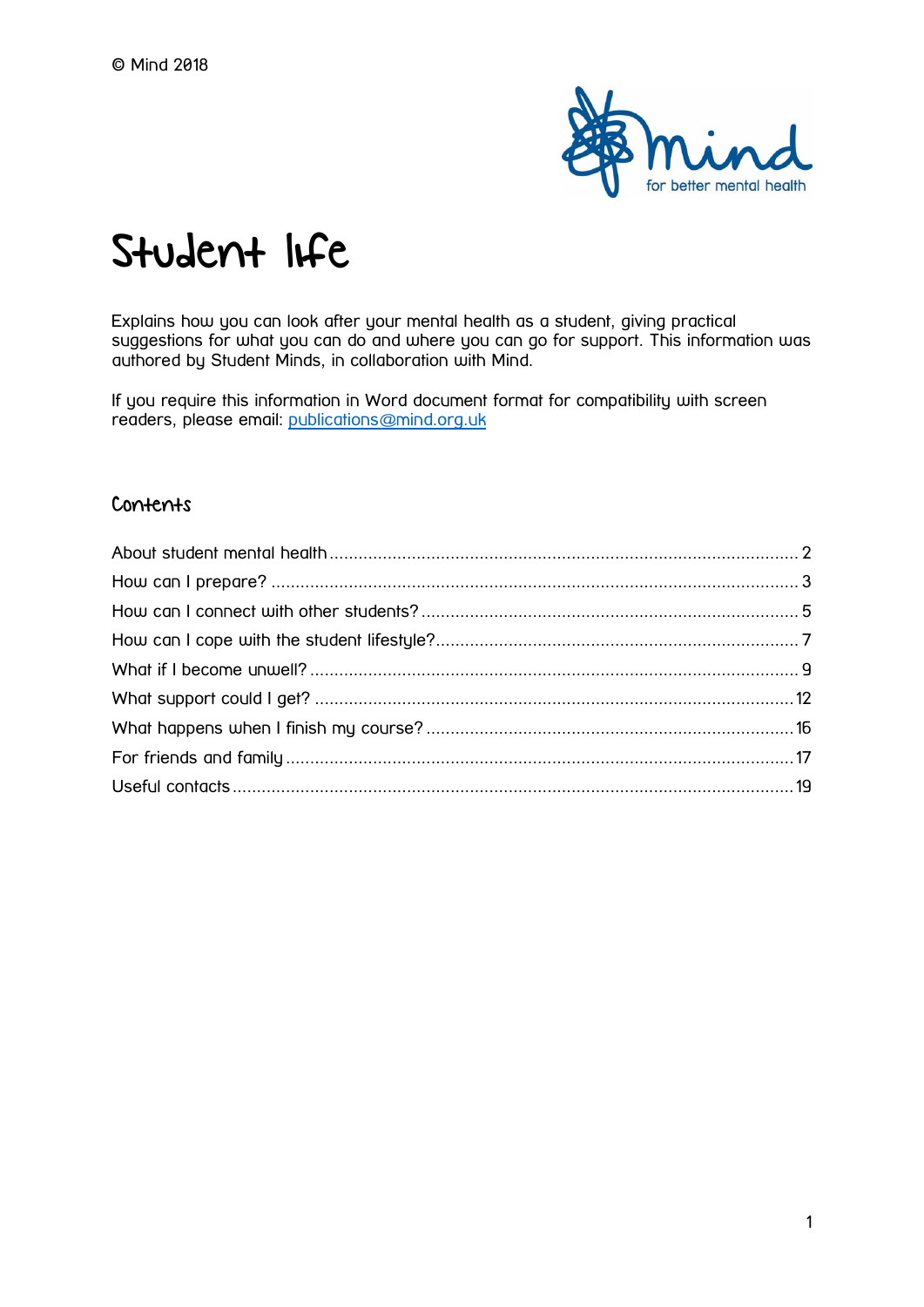© Mind 2018

# Student life

Explains how you can look after your mental health as a student, giving practical suggestions for what you can do and where you can go for support. This information was authored by Student Minds, in collaboration with Mind.

If you require this information in Word document format for compatibility with screen readers, please email: publications@mind.org.uk

## Contents

About student mental health .......... 2
How can I prepare? .......... 3
How can I connect with other students? .......... 5
How can I cope with the student lifestyle? .......... 7
What if I become unwell? .......... 9
What support could I get? .......... 12
What happens when I finish my course? .......... 16
For friends and family .......... 17
Useful contacts .......... 19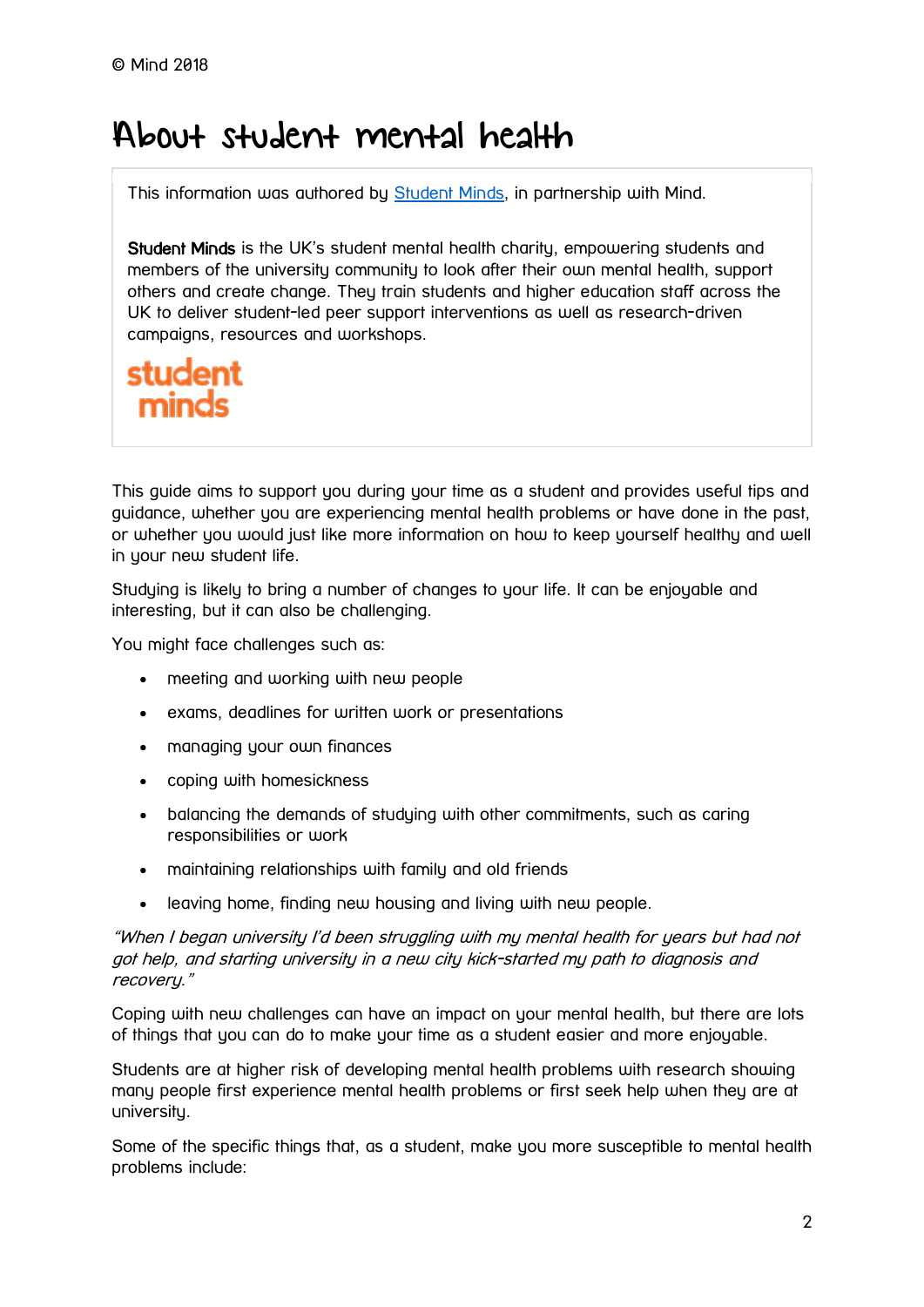© Mind 2018

# About student mental health

This information was authored by [Student Minds](), in partnership with Mind.

**Student Minds** is the UK's student mental health charity, empowering students and members of the university community to look after their own mental health, support others and create change. They train students and higher education staff across the UK to deliver student-led peer support interventions as well as research-driven campaigns, resources and workshops.

student minds

This guide aims to support you during your time as a student and provides useful tips and guidance, whether you are experiencing mental health problems or have done in the past, or whether you would just like more information on how to keep yourself healthy and well in your new student life.

Studying is likely to bring a number of changes to your life. It can be enjoyable and interesting, but it can also be challenging.

You might face challenges such as:

- meeting and working with new people
- exams, deadlines for written work or presentations
- managing your own finances
- coping with homesickness
- balancing the demands of studying with other commitments, such as caring responsibilities or work
- maintaining relationships with family and old friends
- leaving home, finding new housing and living with new people.

*"When I began university I'd been struggling with my mental health for years but had not got help, and starting university in a new city kick-started my path to diagnosis and recovery."*

Coping with new challenges can have an impact on your mental health, but there are lots of things that you can do to make your time as a student easier and more enjoyable.

Students are at higher risk of developing mental health problems with research showing many people first experience mental health problems or first seek help when they are at university.

Some of the specific things that, as a student, make you more susceptible to mental health problems include: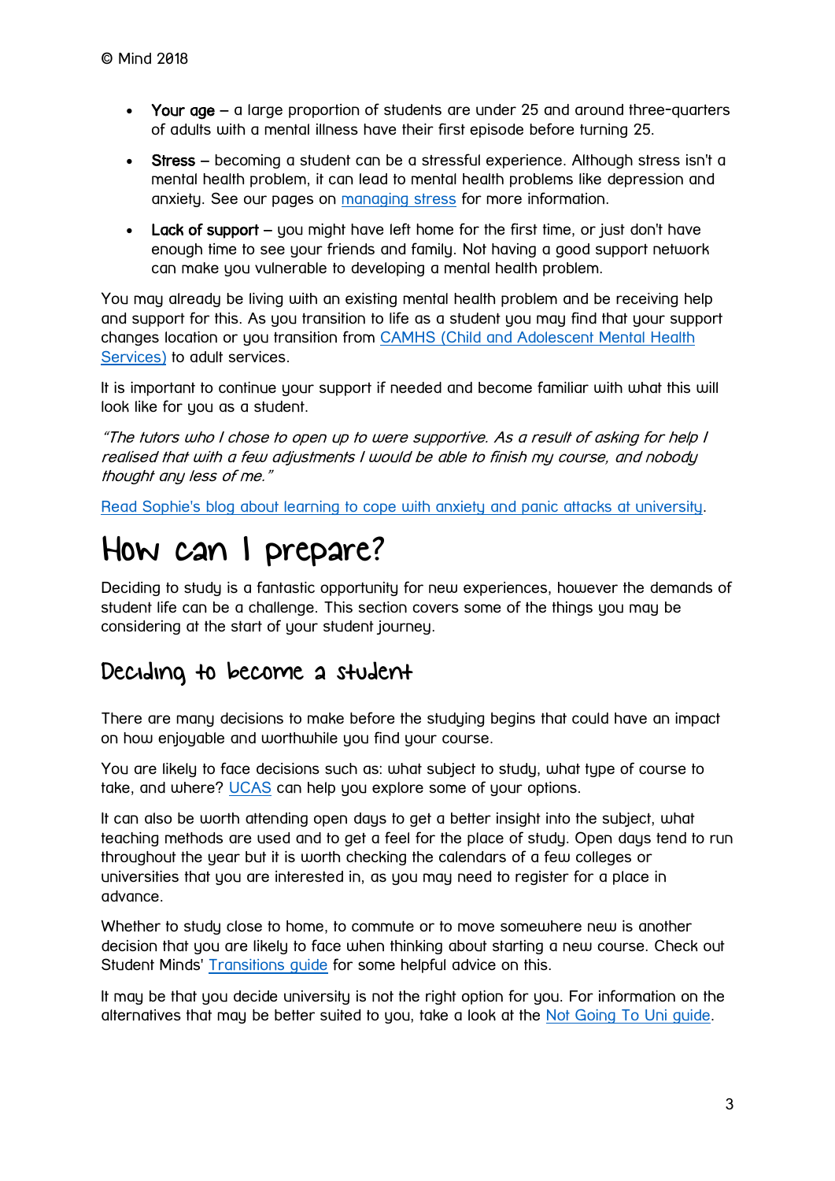- **Your age** – a large proportion of students are under 25 and around three-quarters of adults with a mental illness have their first episode before turning 25.
- **Stress** – becoming a student can be a stressful experience. Although stress isn't a mental health problem, it can lead to mental health problems like depression and anxiety. See our pages on managing stress for more information.
- **Lack of support** – you might have left home for the first time, or just don't have enough time to see your friends and family. Not having a good support network can make you vulnerable to developing a mental health problem.

You may already be living with an existing mental health problem and be receiving help and support for this. As you transition to life as a student you may find that your support changes location or you transition from CAMHS (Child and Adolescent Mental Health Services) to adult services.

It is important to continue your support if needed and become familiar with what this will look like for you as a student.

*"The tutors who I chose to open up to were supportive. As a result of asking for help I realised that with a few adjustments I would be able to finish my course, and nobody thought any less of me."*

Read Sophie's blog about learning to cope with anxiety and panic attacks at university.

# How can I prepare?

Deciding to study is a fantastic opportunity for new experiences, however the demands of student life can be a challenge. This section covers some of the things you may be considering at the start of your student journey.

## Deciding to become a student

There are many decisions to make before the studying begins that could have an impact on how enjoyable and worthwhile you find your course.

You are likely to face decisions such as: what subject to study, what type of course to take, and where? UCAS can help you explore some of your options.

It can also be worth attending open days to get a better insight into the subject, what teaching methods are used and to get a feel for the place of study. Open days tend to run throughout the year but it is worth checking the calendars of a few colleges or universities that you are interested in, as you may need to register for a place in advance.

Whether to study close to home, to commute or to move somewhere new is another decision that you are likely to face when thinking about starting a new course. Check out Student Minds' Transitions guide for some helpful advice on this.

It may be that you decide university is not the right option for you. For information on the alternatives that may be better suited to you, take a look at the Not Going To Uni guide.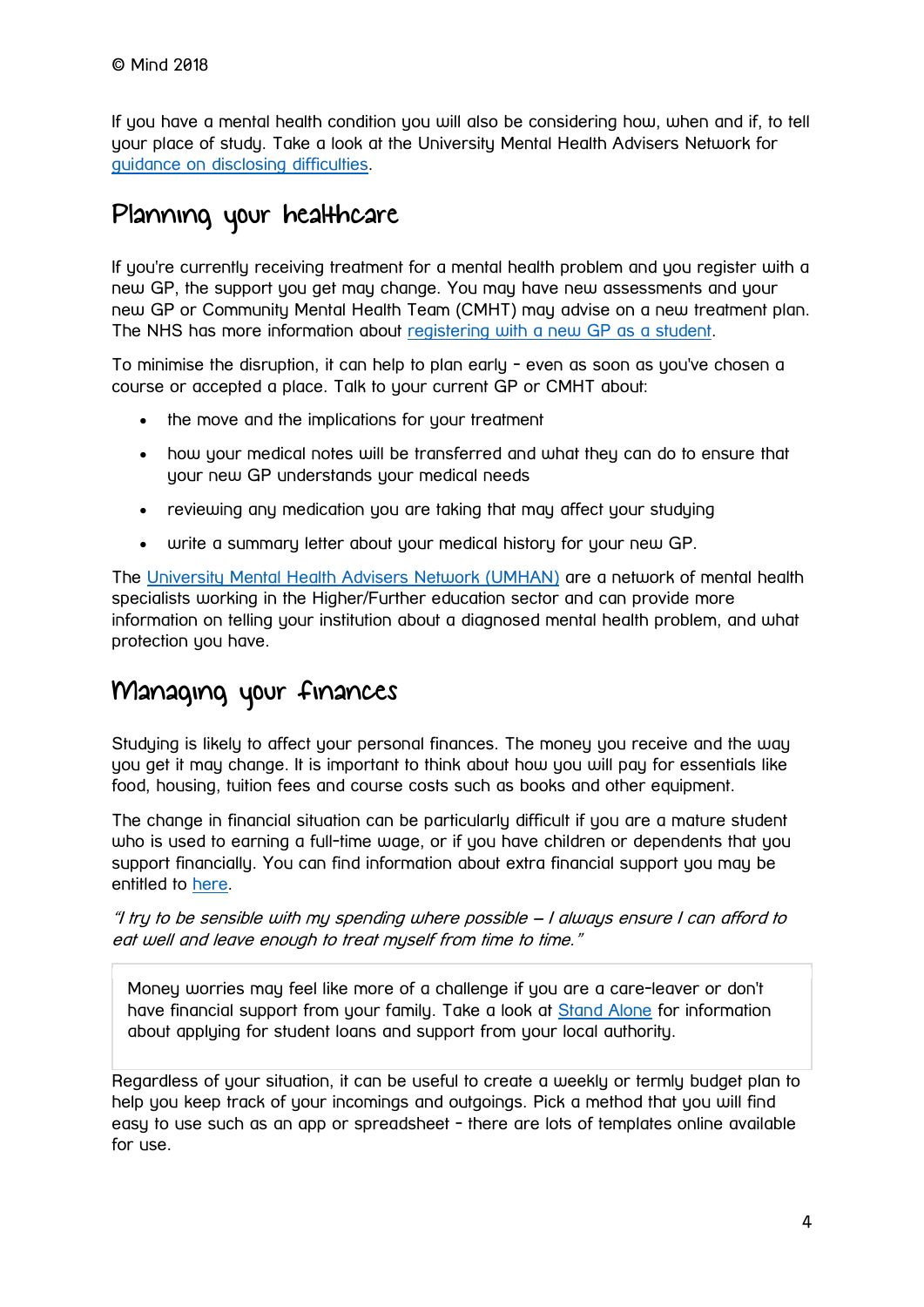If you have a mental health condition you will also be considering how, when and if, to tell your place of study. Take a look at the University Mental Health Advisers Network for guidance on disclosing difficulties.

## Planning your healthcare

If you're currently receiving treatment for a mental health problem and you register with a new GP, the support you get may change. You may have new assessments and your new GP or Community Mental Health Team (CMHT) may advise on a new treatment plan. The NHS has more information about registering with a new GP as a student.

To minimise the disruption, it can help to plan early - even as soon as you've chosen a course or accepted a place. Talk to your current GP or CMHT about:

- the move and the implications for your treatment
- how your medical notes will be transferred and what they can do to ensure that your new GP understands your medical needs
- reviewing any medication you are taking that may affect your studying
- write a summary letter about your medical history for your new GP.

The University Mental Health Advisers Network (UMHAN) are a network of mental health specialists working in the Higher/Further education sector and can provide more information on telling your institution about a diagnosed mental health problem, and what protection you have.

## Managing your finances

Studying is likely to affect your personal finances. The money you receive and the way you get it may change. It is important to think about how you will pay for essentials like food, housing, tuition fees and course costs such as books and other equipment.

The change in financial situation can be particularly difficult if you are a mature student who is used to earning a full-time wage, or if you have children or dependents that you support financially. You can find information about extra financial support you may be entitled to here.

*"I try to be sensible with my spending where possible – I always ensure I can afford to eat well and leave enough to treat myself from time to time."*

> Money worries may feel like more of a challenge if you are a care-leaver or don't have financial support from your family. Take a look at Stand Alone for information about applying for student loans and support from your local authority.

Regardless of your situation, it can be useful to create a weekly or termly budget plan to help you keep track of your incomings and outgoings. Pick a method that you will find easy to use such as an app or spreadsheet - there are lots of templates online available for use.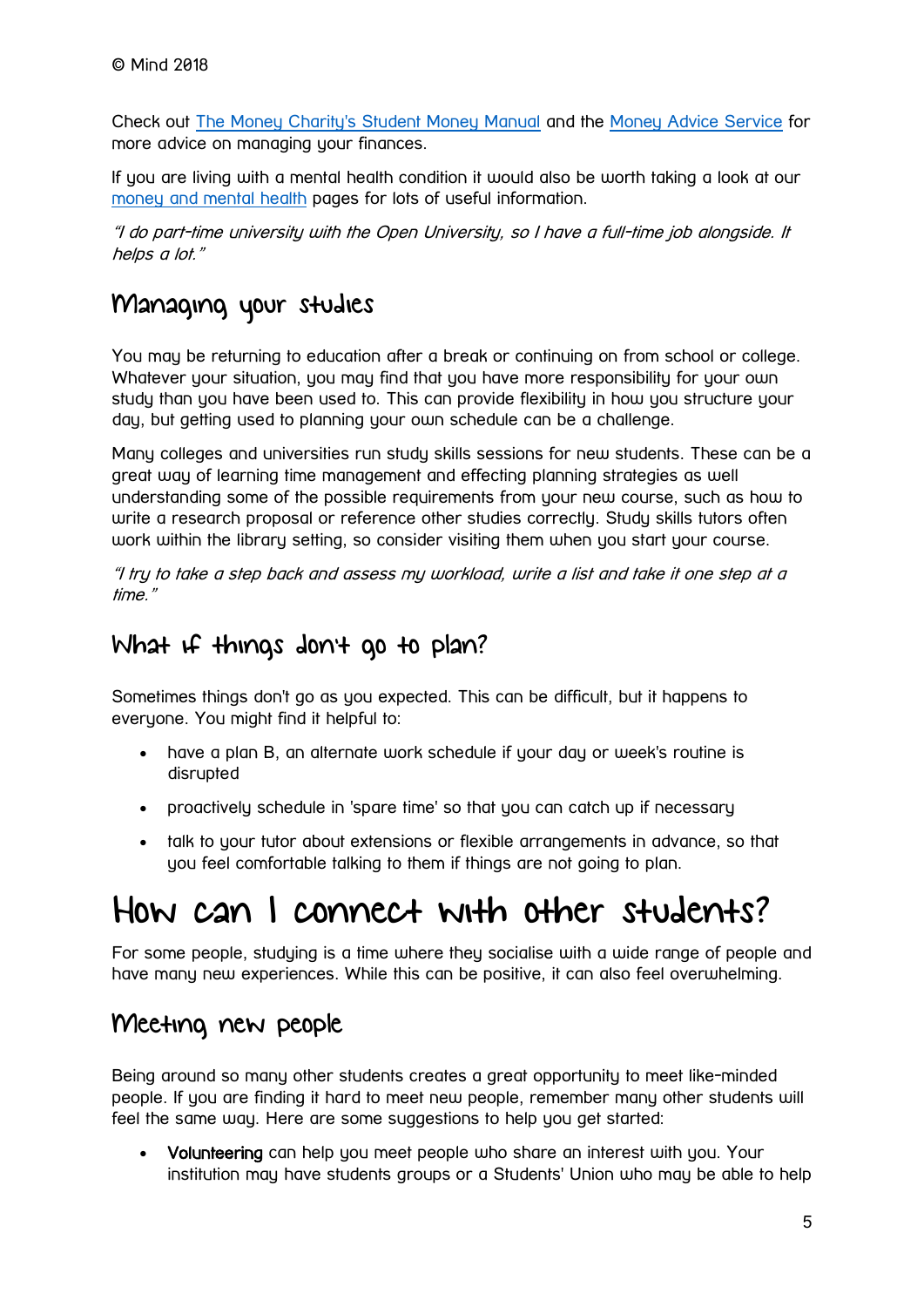© Mind 2018

Check out [The Money Charity's Student Money Manual] and the [Money Advice Service] for more advice on managing your finances.

If you are living with a mental health condition it would also be worth taking a look at our [money and mental health] pages for lots of useful information.

*"I do part-time university with the Open University, so I have a full-time job alongside. It helps a lot."*

## Managing your studies

You may be returning to education after a break or continuing on from school or college. Whatever your situation, you may find that you have more responsibility for your own study than you have been used to. This can provide flexibility in how you structure your day, but getting used to planning your own schedule can be a challenge.

Many colleges and universities run study skills sessions for new students. These can be a great way of learning time management and effecting planning strategies as well understanding some of the possible requirements from your new course, such as how to write a research proposal or reference other studies correctly. Study skills tutors often work within the library setting, so consider visiting them when you start your course.

*"I try to take a step back and assess my workload, write a list and take it one step at a time."*

## What if things don't go to plan?

Sometimes things don't go as you expected. This can be difficult, but it happens to everyone. You might find it helpful to:

- have a plan B, an alternate work schedule if your day or week's routine is disrupted
- proactively schedule in 'spare time' so that you can catch up if necessary
- talk to your tutor about extensions or flexible arrangements in advance, so that you feel comfortable talking to them if things are not going to plan.

# How can I connect with other students?

For some people, studying is a time where they socialise with a wide range of people and have many new experiences. While this can be positive, it can also feel overwhelming.

## Meeting new people

Being around so many other students creates a great opportunity to meet like-minded people. If you are finding it hard to meet new people, remember many other students will feel the same way. Here are some suggestions to help you get started:

- **Volunteering** can help you meet people who share an interest with you. Your institution may have students groups or a Students' Union who may be able to help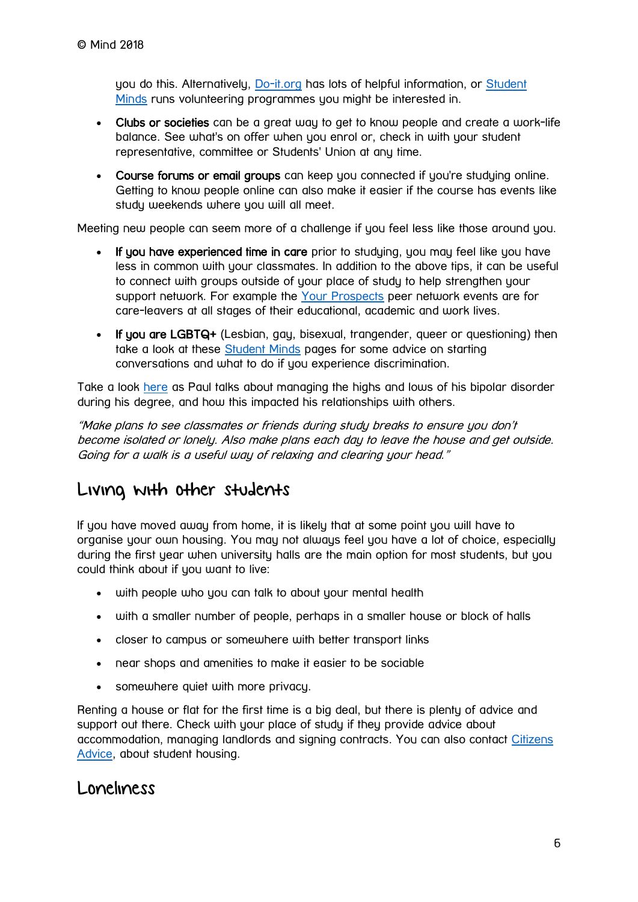you do this. Alternatively, Do-it.org has lots of helpful information, or Student Minds runs volunteering programmes you might be interested in.

- **Clubs or societies** can be a great way to get to know people and create a work-life balance. See what's on offer when you enrol or, check in with your student representative, committee or Students' Union at any time.
- **Course forums or email groups** can keep you connected if you're studying online. Getting to know people online can also make it easier if the course has events like study weekends where you will all meet.

Meeting new people can seem more of a challenge if you feel less like those around you.

- **If you have experienced time in care** prior to studying, you may feel like you have less in common with your classmates. In addition to the above tips, it can be useful to connect with groups outside of your place of study to help strengthen your support network. For example the Your Prospects peer network events are for care-leavers at all stages of their educational, academic and work lives.
- **If you are LGBTQ+** (Lesbian, gay, bisexual, trangender, queer or questioning) then take a look at these Student Minds pages for some advice on starting conversations and what to do if you experience discrimination.

Take a look here as Paul talks about managing the highs and lows of his bipolar disorder during his degree, and how this impacted his relationships with others.

*"Make plans to see classmates or friends during study breaks to ensure you don't become isolated or lonely. Also make plans each day to leave the house and get outside. Going for a walk is a useful way of relaxing and clearing your head."*

## Living with other students

If you have moved away from home, it is likely that at some point you will have to organise your own housing. You may not always feel you have a lot of choice, especially during the first year when university halls are the main option for most students, but you could think about if you want to live:

- with people who you can talk to about your mental health
- with a smaller number of people, perhaps in a smaller house or block of halls
- closer to campus or somewhere with better transport links
- near shops and amenities to make it easier to be sociable
- somewhere quiet with more privacy.

Renting a house or flat for the first time is a big deal, but there is plenty of advice and support out there. Check with your place of study if they provide advice about accommodation, managing landlords and signing contracts. You can also contact Citizens Advice, about student housing.

## Loneliness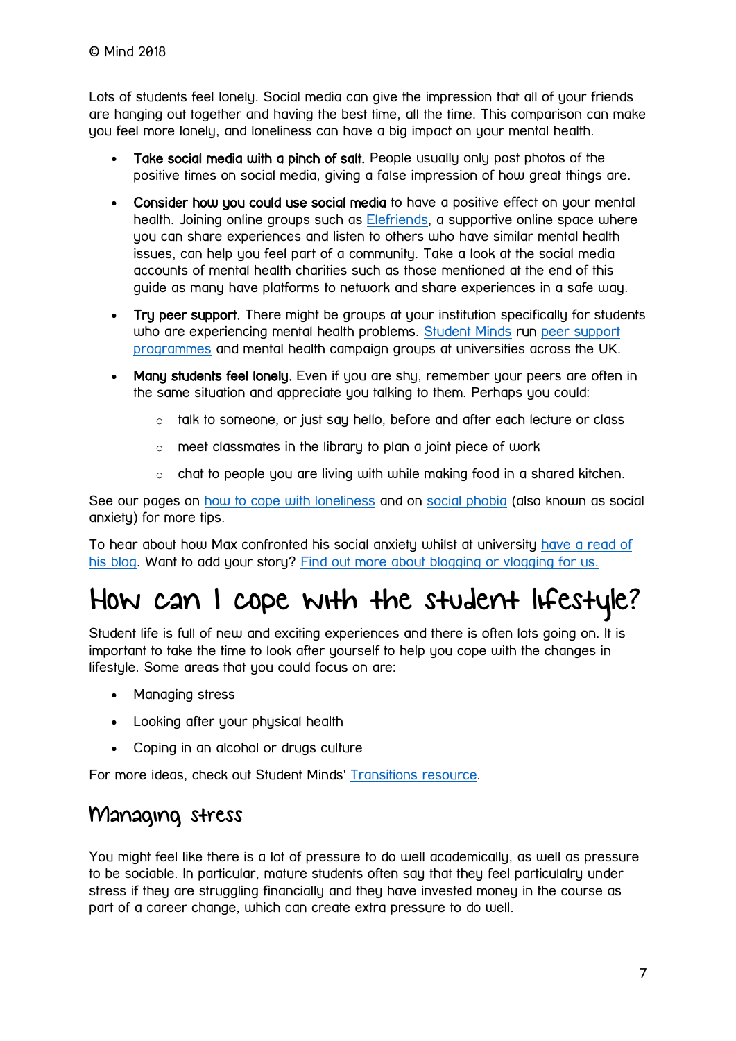© Mind 2018

Lots of students feel lonely. Social media can give the impression that all of your friends are hanging out together and having the best time, all the time. This comparison can make you feel more lonely, and loneliness can have a big impact on your mental health.

- **Take social media with a pinch of salt.** People usually only post photos of the positive times on social media, giving a false impression of how great things are.
- **Consider how you could use social media** to have a positive effect on your mental health. Joining online groups such as Elefriends, a supportive online space where you can share experiences and listen to others who have similar mental health issues, can help you feel part of a community. Take a look at the social media accounts of mental health charities such as those mentioned at the end of this guide as many have platforms to network and share experiences in a safe way.
- **Try peer support.** There might be groups at your institution specifically for students who are experiencing mental health problems. Student Minds run peer support programmes and mental health campaign groups at universities across the UK.
- **Many students feel lonely.** Even if you are shy, remember your peers are often in the same situation and appreciate you talking to them. Perhaps you could:
    - talk to someone, or just say hello, before and after each lecture or class
    - meet classmates in the library to plan a joint piece of work
    - chat to people you are living with while making food in a shared kitchen.

See our pages on how to cope with loneliness and on social phobia (also known as social anxiety) for more tips.

To hear about how Max confronted his social anxiety whilst at university have a read of his blog. Want to add your story? Find out more about blogging or vlogging for us.

# How can I cope with the student lifestyle?

Student life is full of new and exciting experiences and there is often lots going on. It is important to take the time to look after yourself to help you cope with the changes in lifestyle. Some areas that you could focus on are:

- Managing stress
- Looking after your physical health
- Coping in an alcohol or drugs culture

For more ideas, check out Student Minds' Transitions resource.

## Managing stress

You might feel like there is a lot of pressure to do well academically, as well as pressure to be sociable. In particular, mature students often say that they feel particulalry under stress if they are struggling financially and they have invested money in the course as part of a career change, which can create extra pressure to do well.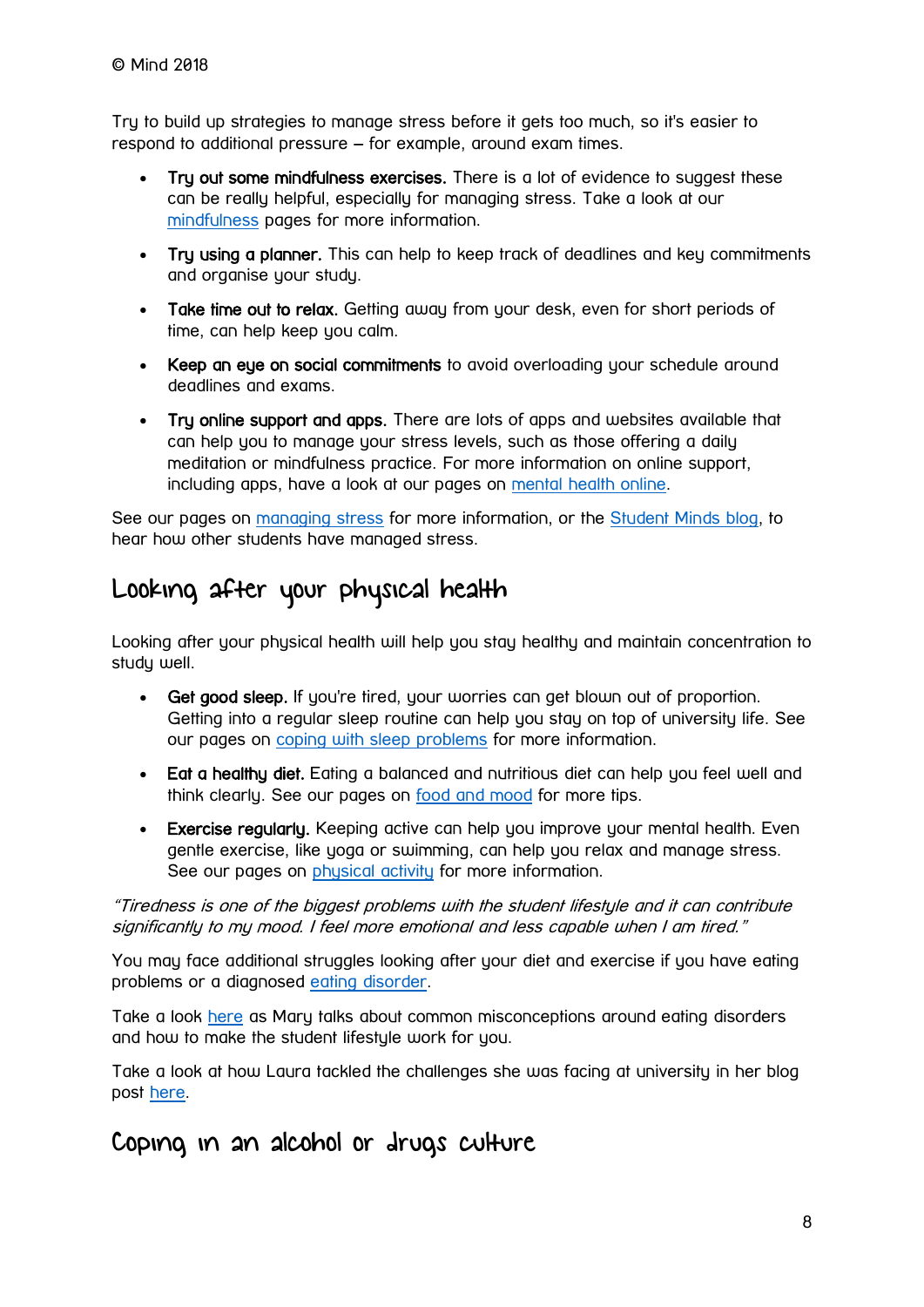© Mind 2018

Try to build up strategies to manage stress before it gets too much, so it's easier to respond to additional pressure – for example, around exam times.

- **Try out some mindfulness exercises.** There is a lot of evidence to suggest these can be really helpful, especially for managing stress. Take a look at our mindfulness pages for more information.
- **Try using a planner.** This can help to keep track of deadlines and key commitments and organise your study.
- **Take time out to relax.** Getting away from your desk, even for short periods of time, can help keep you calm.
- **Keep an eye on social commitments** to avoid overloading your schedule around deadlines and exams.
- **Try online support and apps.** There are lots of apps and websites available that can help you to manage your stress levels, such as those offering a daily meditation or mindfulness practice. For more information on online support, including apps, have a look at our pages on mental health online.

See our pages on managing stress for more information, or the Student Minds blog, to hear how other students have managed stress.

## Looking after your physical health

Looking after your physical health will help you stay healthy and maintain concentration to study well.

- **Get good sleep.** If you're tired, your worries can get blown out of proportion. Getting into a regular sleep routine can help you stay on top of university life. See our pages on coping with sleep problems for more information.
- **Eat a healthy diet.** Eating a balanced and nutritious diet can help you feel well and think clearly. See our pages on food and mood for more tips.
- **Exercise regularly.** Keeping active can help you improve your mental health. Even gentle exercise, like yoga or swimming, can help you relax and manage stress. See our pages on physical activity for more information.

*"Tiredness is one of the biggest problems with the student lifestyle and it can contribute significantly to my mood. I feel more emotional and less capable when I am tired."*

You may face additional struggles looking after your diet and exercise if you have eating problems or a diagnosed eating disorder.

Take a look here as Mary talks about common misconceptions around eating disorders and how to make the student lifestyle work for you.

Take a look at how Laura tackled the challenges she was facing at university in her blog post here.

## Coping in an alcohol or drugs culture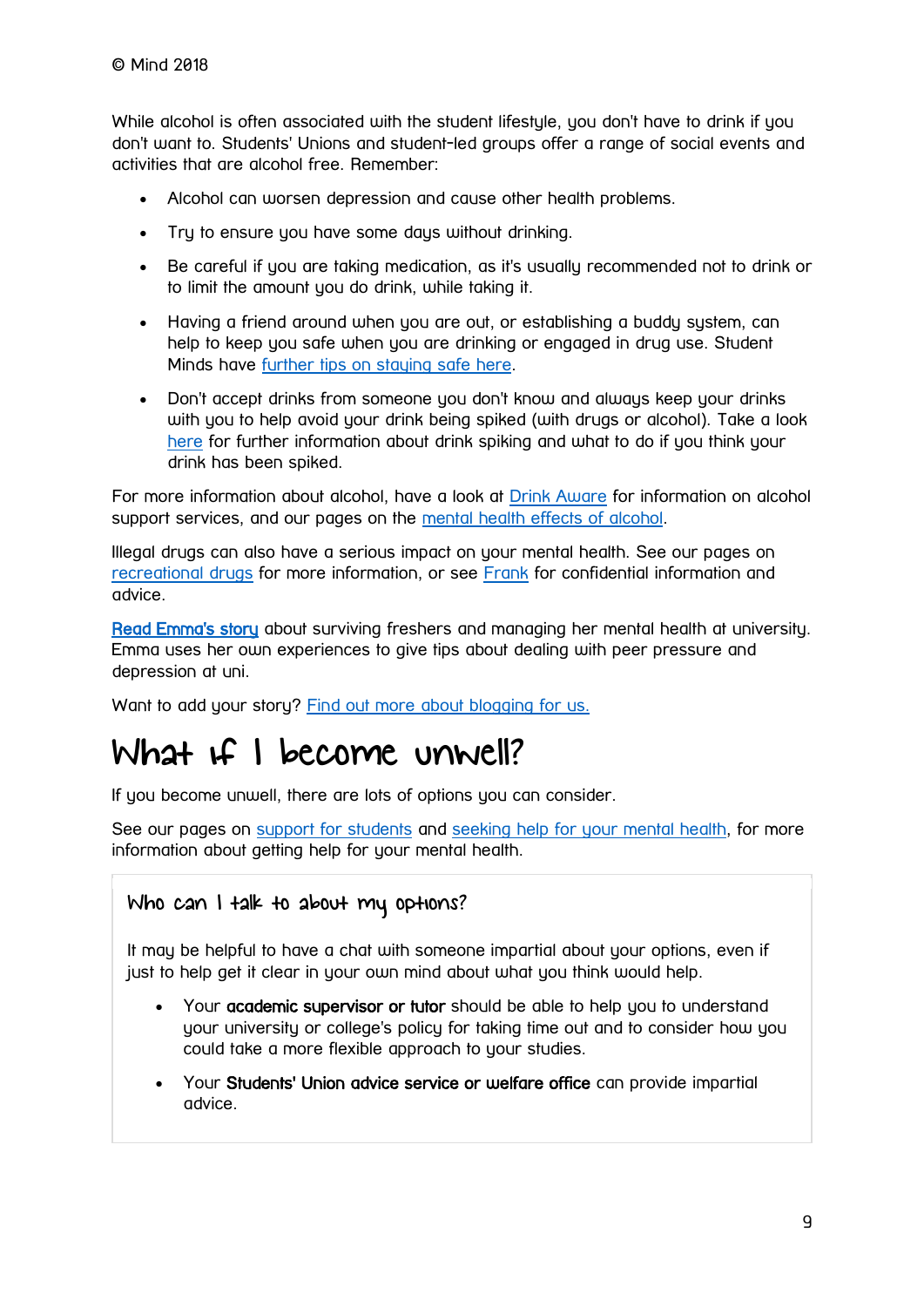© Mind 2018

While alcohol is often associated with the student lifestyle, you don't have to drink if you don't want to. Students' Unions and student-led groups offer a range of social events and activities that are alcohol free. Remember:

- Alcohol can worsen depression and cause other health problems.
- Try to ensure you have some days without drinking.
- Be careful if you are taking medication, as it's usually recommended not to drink or to limit the amount you do drink, while taking it.
- Having a friend around when you are out, or establishing a buddy system, can help to keep you safe when you are drinking or engaged in drug use. Student Minds have further tips on staying safe here.
- Don't accept drinks from someone you don't know and always keep your drinks with you to help avoid your drink being spiked (with drugs or alcohol). Take a look here for further information about drink spiking and what to do if you think your drink has been spiked.

For more information about alcohol, have a look at Drink Aware for information on alcohol support services, and our pages on the mental health effects of alcohol.

Illegal drugs can also have a serious impact on your mental health. See our pages on recreational drugs for more information, or see Frank for confidential information and advice.

**Read Emma's story** about surviving freshers and managing her mental health at university. Emma uses her own experiences to give tips about dealing with peer pressure and depression at uni.

Want to add your story? Find out more about blogging for us.

# What if I become unwell?

If you become unwell, there are lots of options you can consider.

See our pages on support for students and seeking help for your mental health, for more information about getting help for your mental health.

### Who can I talk to about my options?

It may be helpful to have a chat with someone impartial about your options, even if just to help get it clear in your own mind about what you think would help.

- Your **academic supervisor or tutor** should be able to help you to understand your university or college's policy for taking time out and to consider how you could take a more flexible approach to your studies.
- Your **Students' Union advice service or welfare office** can provide impartial advice.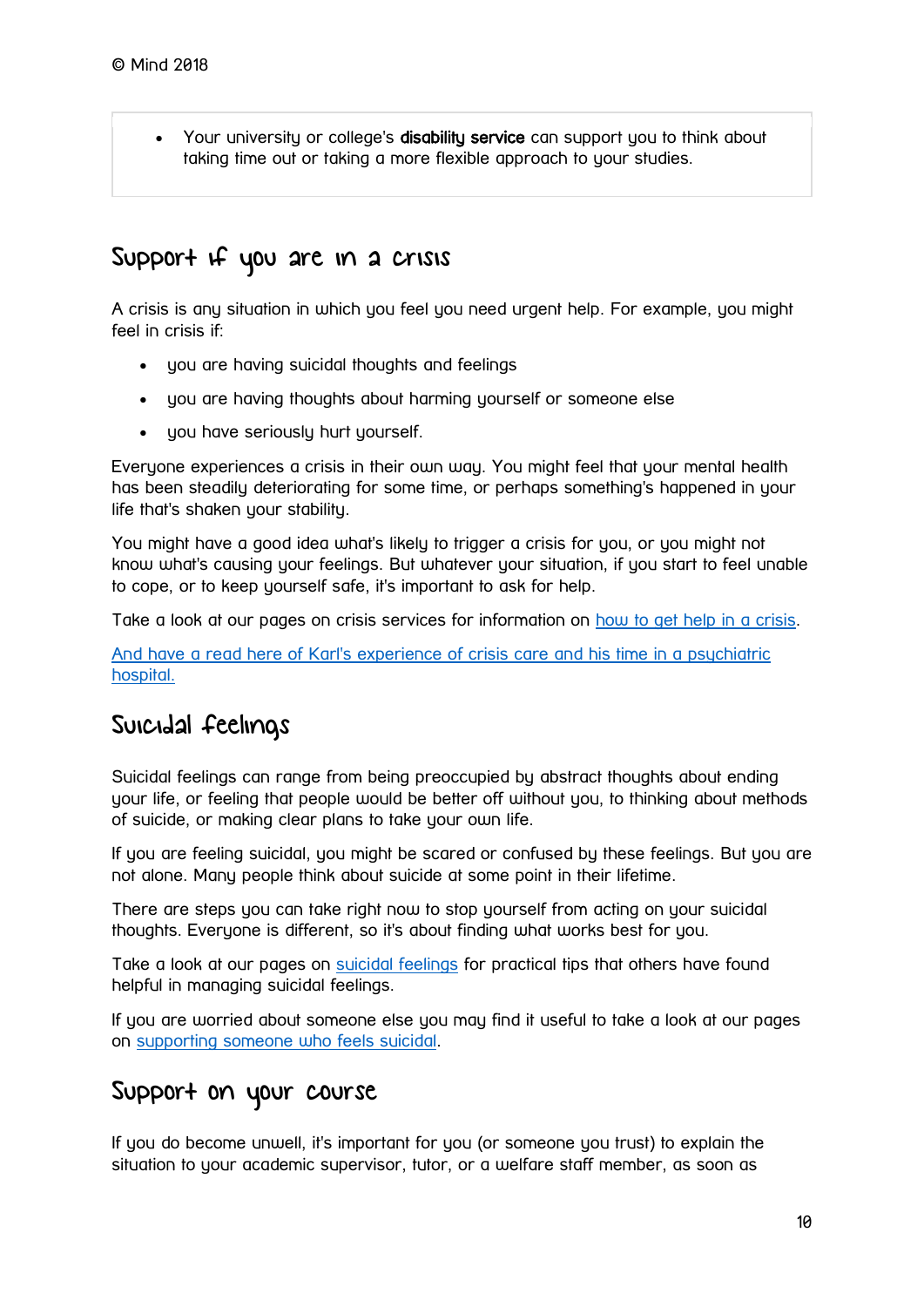- Your university or college's **disability service** can support you to think about taking time out or taking a more flexible approach to your studies.

## Support if you are in a crisis

A crisis is any situation in which you feel you need urgent help. For example, you might feel in crisis if:

- you are having suicidal thoughts and feelings
- you are having thoughts about harming yourself or someone else
- you have seriously hurt yourself.

Everyone experiences a crisis in their own way. You might feel that your mental health has been steadily deteriorating for some time, or perhaps something's happened in your life that's shaken your stability.

You might have a good idea what's likely to trigger a crisis for you, or you might not know what's causing your feelings. But whatever your situation, if you start to feel unable to cope, or to keep yourself safe, it's important to ask for help.

Take a look at our pages on crisis services for information on how to get help in a crisis.

And have a read here of Karl's experience of crisis care and his time in a psychiatric hospital.

## Suicidal feelings

Suicidal feelings can range from being preoccupied by abstract thoughts about ending your life, or feeling that people would be better off without you, to thinking about methods of suicide, or making clear plans to take your own life.

If you are feeling suicidal, you might be scared or confused by these feelings. But you are not alone. Many people think about suicide at some point in their lifetime.

There are steps you can take right now to stop yourself from acting on your suicidal thoughts. Everyone is different, so it's about finding what works best for you.

Take a look at our pages on suicidal feelings for practical tips that others have found helpful in managing suicidal feelings.

If you are worried about someone else you may find it useful to take a look at our pages on supporting someone who feels suicidal.

## Support on your course

If you do become unwell, it's important for you (or someone you trust) to explain the situation to your academic supervisor, tutor, or a welfare staff member, as soon as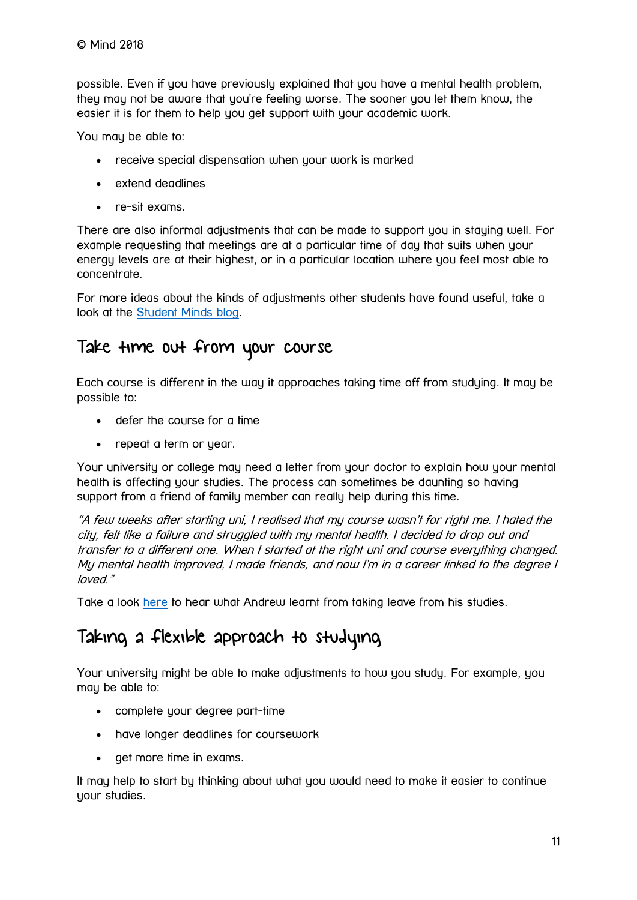possible. Even if you have previously explained that you have a mental health problem, they may not be aware that you're feeling worse. The sooner you let them know, the easier it is for them to help you get support with your academic work.

You may be able to:

- receive special dispensation when your work is marked
- extend deadlines
- re-sit exams.

There are also informal adjustments that can be made to support you in staying well. For example requesting that meetings are at a particular time of day that suits when your energy levels are at their highest, or in a particular location where you feel most able to concentrate.

For more ideas about the kinds of adjustments other students have found useful, take a look at the Student Minds blog.

## Take time out from your course

Each course is different in the way it approaches taking time off from studying. It may be possible to:

- defer the course for a time
- repeat a term or year.

Your university or college may need a letter from your doctor to explain how your mental health is affecting your studies. The process can sometimes be daunting so having support from a friend of family member can really help during this time.

*"A few weeks after starting uni, I realised that my course wasn't for right me. I hated the city, felt like a failure and struggled with my mental health. I decided to drop out and transfer to a different one. When I started at the right uni and course everything changed. My mental health improved, I made friends, and now I'm in a career linked to the degree I loved."*

Take a look here to hear what Andrew learnt from taking leave from his studies.

## Taking a flexible approach to studying

Your university might be able to make adjustments to how you study. For example, you may be able to:

- complete your degree part-time
- have longer deadlines for coursework
- get more time in exams.

It may help to start by thinking about what you would need to make it easier to continue your studies.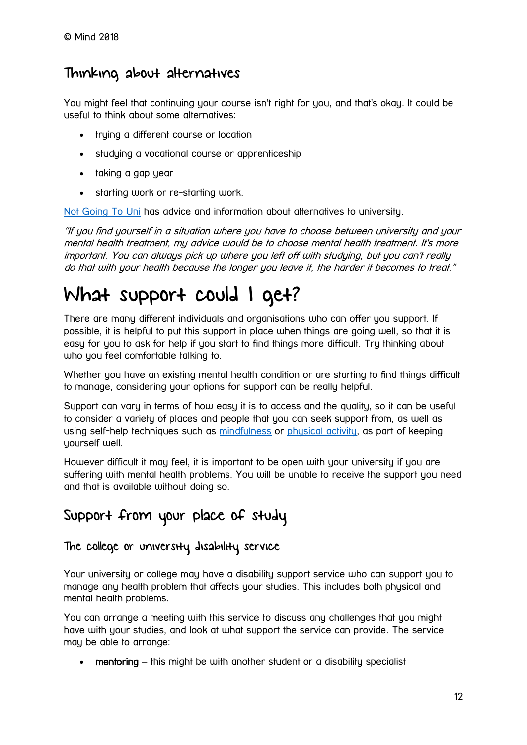© Mind 2018

## Thinking about alternatives

You might feel that continuing your course isn't right for you, and that's okay. It could be useful to think about some alternatives:

- trying a different course or location
- studying a vocational course or apprenticeship
- taking a gap year
- starting work or re-starting work.

Not Going To Uni has advice and information about alternatives to university.

*"If you find yourself in a situation where you have to choose between university and your mental health treatment, my advice would be to choose mental health treatment. It's more important. You can always pick up where you left off with studying, but you can't really do that with your health because the longer you leave it, the harder it becomes to treat."*

# What support could I get?

There are many different individuals and organisations who can offer you support. If possible, it is helpful to put this support in place when things are going well, so that it is easy for you to ask for help if you start to find things more difficult. Try thinking about who you feel comfortable talking to.

Whether you have an existing mental health condition or are starting to find things difficult to manage, considering your options for support can be really helpful.

Support can vary in terms of how easy it is to access and the quality, so it can be useful to consider a variety of places and people that you can seek support from, as well as using self-help techniques such as mindfulness or physical activity, as part of keeping yourself well.

However difficult it may feel, it is important to be open with your university if you are suffering with mental health problems. You will be unable to receive the support you need and that is available without doing so.

## Support from your place of study

### The college or university disability service

Your university or college may have a disability support service who can support you to manage any health problem that affects your studies. This includes both physical and mental health problems.

You can arrange a meeting with this service to discuss any challenges that you might have with your studies, and look at what support the service can provide. The service may be able to arrange:

- **mentoring** – this might be with another student or a disability specialist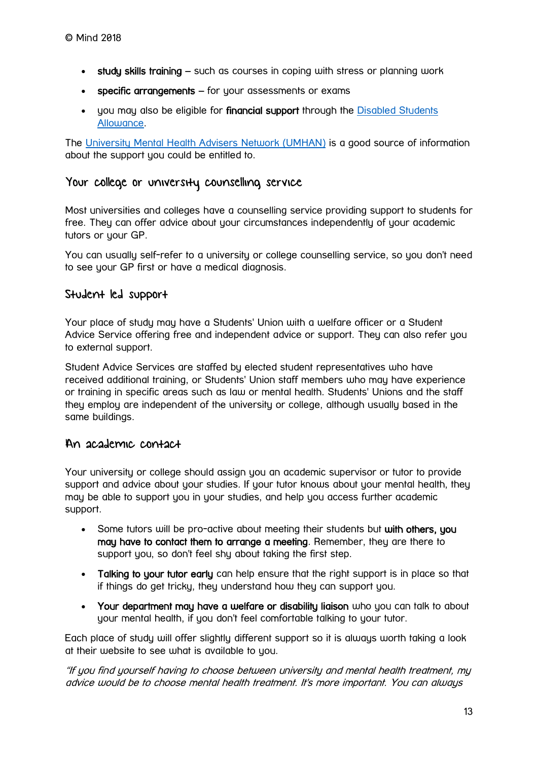- **study skills training** – such as courses in coping with stress or planning work
- **specific arrangements** – for your assessments or exams
- you may also be eligible for **financial support** through the Disabled Students Allowance.

The University Mental Health Advisers Network (UMHAN) is a good source of information about the support you could be entitled to.

## Your college or university counselling service

Most universities and colleges have a counselling service providing support to students for free. They can offer advice about your circumstances independently of your academic tutors or your GP.

You can usually self-refer to a university or college counselling service, so you don't need to see your GP first or have a medical diagnosis.

## Student led support

Your place of study may have a Students' Union with a welfare officer or a Student Advice Service offering free and independent advice or support. They can also refer you to external support.

Student Advice Services are staffed by elected student representatives who have received additional training, or Students' Union staff members who may have experience or training in specific areas such as law or mental health. Students' Unions and the staff they employ are independent of the university or college, although usually based in the same buildings.

## An academic contact

Your university or college should assign you an academic supervisor or tutor to provide support and advice about your studies. If your tutor knows about your mental health, they may be able to support you in your studies, and help you access further academic support.

- Some tutors will be pro-active about meeting their students but **with others, you may have to contact them to arrange a meeting**. Remember, they are there to support you, so don't feel shy about taking the first step.
- **Talking to your tutor early** can help ensure that the right support is in place so that if things do get tricky, they understand how they can support you.
- **Your department may have a welfare or disability liaison** who you can talk to about your mental health, if you don't feel comfortable talking to your tutor.

Each place of study will offer slightly different support so it is always worth taking a look at their website to see what is available to you.

*"If you find yourself having to choose between university and mental health treatment, my advice would be to choose mental health treatment. It's more important. You can always*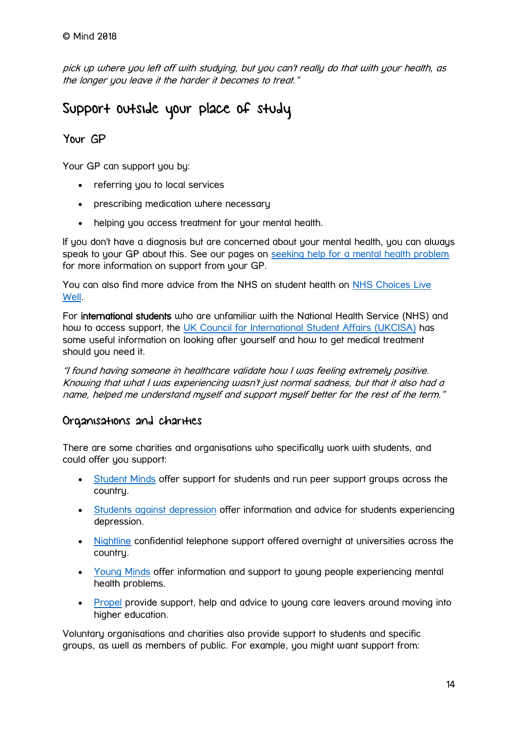*pick up where you left off with studying, but you can't really do that with your health, as the longer you leave it the harder it becomes to treat."*

## Support outside your place of study

### Your GP

Your GP can support you by:

- referring you to local services
- prescribing medication where necessary
- helping you access treatment for your mental health.

If you don't have a diagnosis but are concerned about your mental health, you can always speak to your GP about this. See our pages on seeking help for a mental health problem for more information on support from your GP.

You can also find more advice from the NHS on student health on NHS Choices Live Well.

For **international students** who are unfamiliar with the National Health Service (NHS) and how to access support, the UK Council for International Student Affairs (UKCISA) has some useful information on looking after yourself and how to get medical treatment should you need it.

*"I found having someone in healthcare validate how I was feeling extremely positive. Knowing that what I was experiencing wasn't just normal sadness, but that it also had a name, helped me understand myself and support myself better for the rest of the term."*

### Organisations and charities

There are some charities and organisations who specifically work with students, and could offer you support:

- Student Minds offer support for students and run peer support groups across the country.
- Students against depression offer information and advice for students experiencing depression.
- Nightline confidential telephone support offered overnight at universities across the country.
- Young Minds offer information and support to young people experiencing mental health problems.
- Propel provide support, help and advice to young care leavers around moving into higher education.

Voluntary organisations and charities also provide support to students and specific groups, as well as members of public. For example, you might want support from: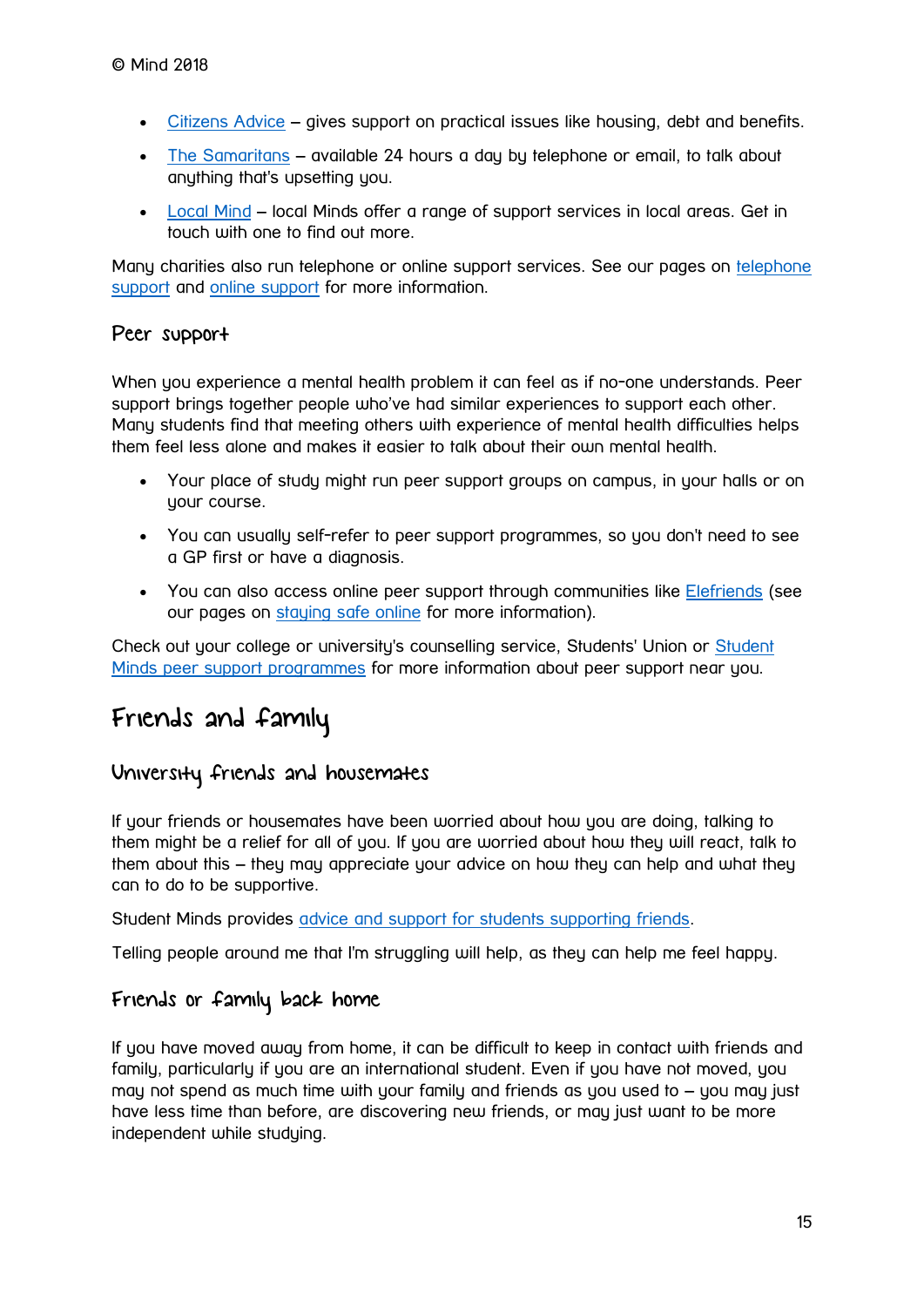- Citizens Advice – gives support on practical issues like housing, debt and benefits.
- The Samaritans – available 24 hours a day by telephone or email, to talk about anything that's upsetting you.
- Local Mind – local Minds offer a range of support services in local areas. Get in touch with one to find out more.

Many charities also run telephone or online support services. See our pages on telephone support and online support for more information.

### Peer support

When you experience a mental health problem it can feel as if no-one understands. Peer support brings together people who've had similar experiences to support each other. Many students find that meeting others with experience of mental health difficulties helps them feel less alone and makes it easier to talk about their own mental health.

- Your place of study might run peer support groups on campus, in your halls or on your course.
- You can usually self-refer to peer support programmes, so you don't need to see a GP first or have a diagnosis.
- You can also access online peer support through communities like Elefriends (see our pages on staying safe online for more information).

Check out your college or university's counselling service, Students' Union or Student Minds peer support programmes for more information about peer support near you.

## Friends and family

### University friends and housemates

If your friends or housemates have been worried about how you are doing, talking to them might be a relief for all of you. If you are worried about how they will react, talk to them about this – they may appreciate your advice on how they can help and what they can to do to be supportive.

Student Minds provides advice and support for students supporting friends.

Telling people around me that I'm struggling will help, as they can help me feel happy.

### Friends or family back home

If you have moved away from home, it can be difficult to keep in contact with friends and family, particularly if you are an international student. Even if you have not moved, you may not spend as much time with your family and friends as you used to – you may just have less time than before, are discovering new friends, or may just want to be more independent while studying.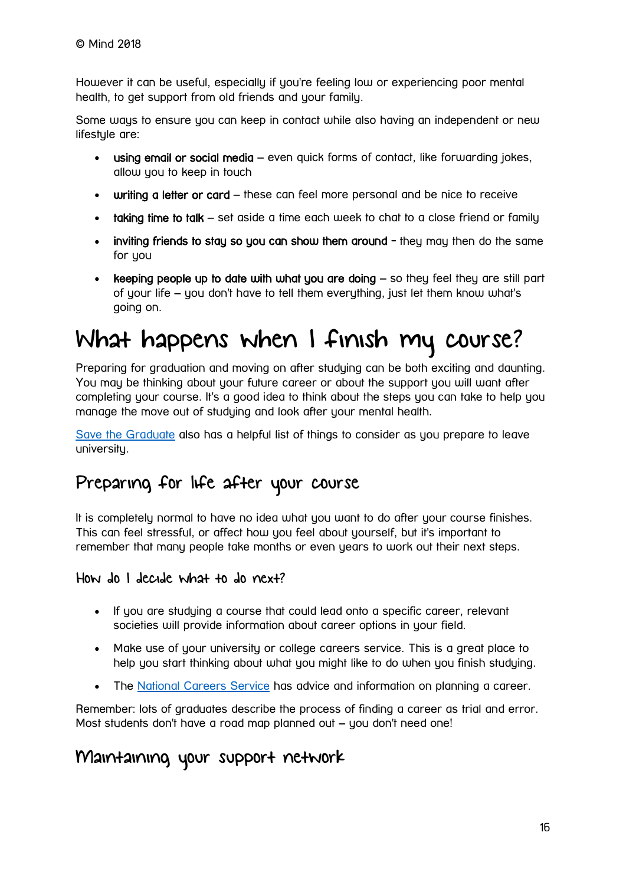© Mind 2018

However it can be useful, especially if you're feeling low or experiencing poor mental health, to get support from old friends and your family.

Some ways to ensure you can keep in contact while also having an independent or new lifestyle are:

- **using email or social media** – even quick forms of contact, like forwarding jokes, allow you to keep in touch
- **writing a letter or card** – these can feel more personal and be nice to receive
- **taking time to talk** – set aside a time each week to chat to a close friend or family
- **inviting friends to stay so you can show them around** - they may then do the same for you
- **keeping people up to date with what you are doing** – so they feel they are still part of your life – you don't have to tell them everything, just let them know what's going on.

# What happens when I finish my course?

Preparing for graduation and moving on after studying can be both exciting and daunting. You may be thinking about your future career or about the support you will want after completing your course. It's a good idea to think about the steps you can take to help you manage the move out of studying and look after your mental health.

[Save the Graduate] also has a helpful list of things to consider as you prepare to leave university.

## Preparing for life after your course

It is completely normal to have no idea what you want to do after your course finishes. This can feel stressful, or affect how you feel about yourself, but it's important to remember that many people take months or even years to work out their next steps.

### How do I decide what to do next?

- If you are studying a course that could lead onto a specific career, relevant societies will provide information about career options in your field.
- Make use of your university or college careers service. This is a great place to help you start thinking about what you might like to do when you finish studying.
- The [National Careers Service] has advice and information on planning a career.

Remember: lots of graduates describe the process of finding a career as trial and error. Most students don't have a road map planned out – you don't need one!

## Maintaining your support network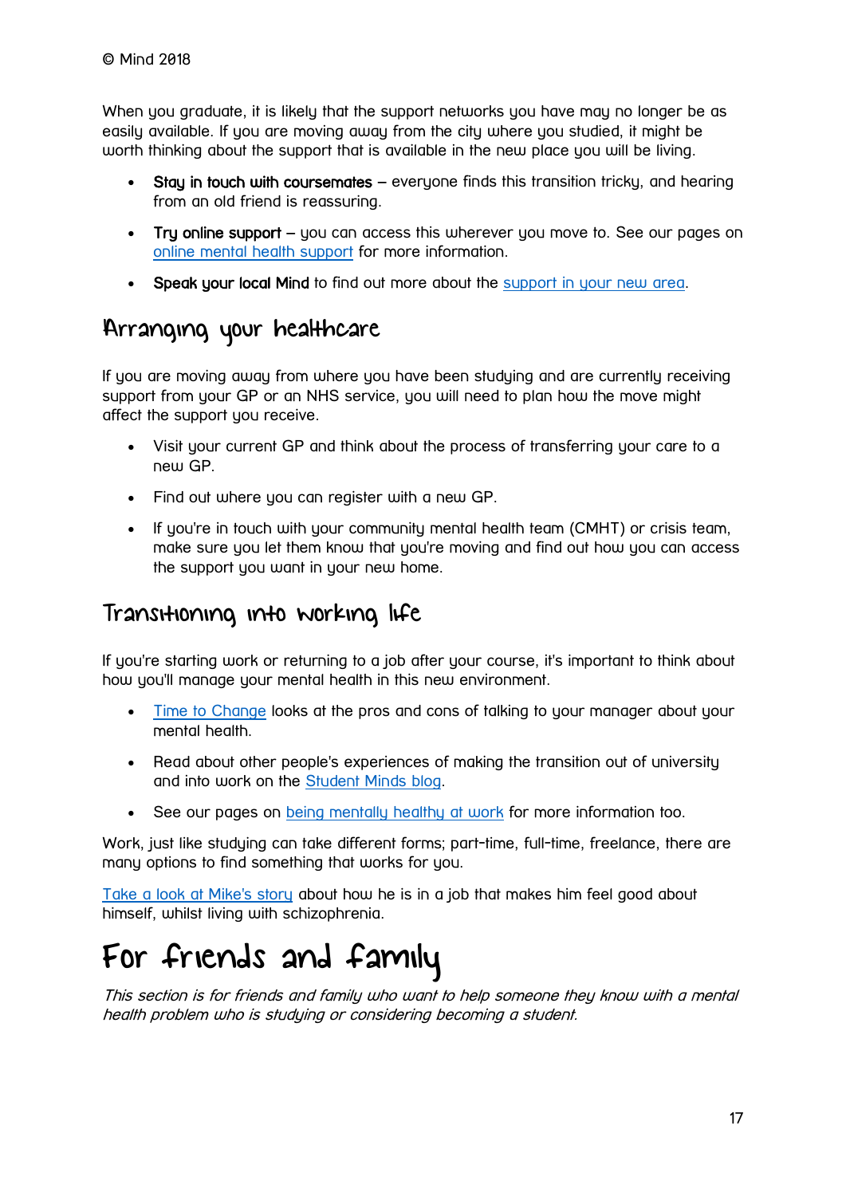When you graduate, it is likely that the support networks you have may no longer be as easily available. If you are moving away from the city where you studied, it might be worth thinking about the support that is available in the new place you will be living.

- **Stay in touch with coursemates** – everyone finds this transition tricky, and hearing from an old friend is reassuring.
- **Try online support** – you can access this wherever you move to. See our pages on online mental health support for more information.
- **Speak your local Mind** to find out more about the support in your new area.

## Arranging your healthcare

If you are moving away from where you have been studying and are currently receiving support from your GP or an NHS service, you will need to plan how the move might affect the support you receive.

- Visit your current GP and think about the process of transferring your care to a new GP.
- Find out where you can register with a new GP.
- If you're in touch with your community mental health team (CMHT) or crisis team, make sure you let them know that you're moving and find out how you can access the support you want in your new home.

## Transitioning into working life

If you're starting work or returning to a job after your course, it's important to think about how you'll manage your mental health in this new environment.

- Time to Change looks at the pros and cons of talking to your manager about your mental health.
- Read about other people's experiences of making the transition out of university and into work on the Student Minds blog.
- See our pages on being mentally healthy at work for more information too.

Work, just like studying can take different forms; part-time, full-time, freelance, there are many options to find something that works for you.

Take a look at Mike's story about how he is in a job that makes him feel good about himself, whilst living with schizophrenia.

# For friends and family

*This section is for friends and family who want to help someone they know with a mental health problem who is studying or considering becoming a student.*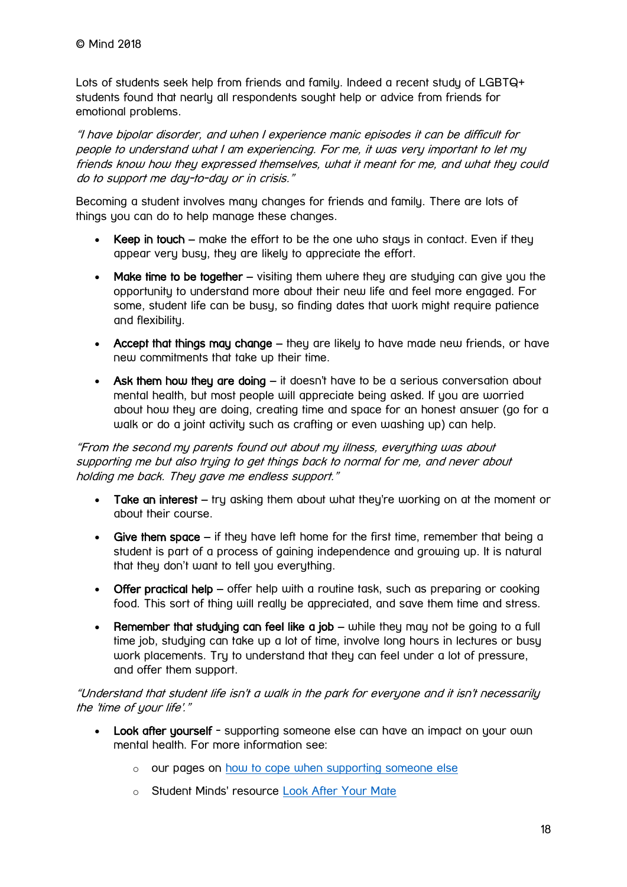© Mind 2018

Lots of students seek help from friends and family. Indeed a recent study of LGBTQ+ students found that nearly all respondents sought help or advice from friends for emotional problems.

*"I have bipolar disorder, and when I experience manic episodes it can be difficult for people to understand what I am experiencing. For me, it was very important to let my friends know how they expressed themselves, what it meant for me, and what they could do to support me day-to-day or in crisis."*

Becoming a student involves many changes for friends and family. There are lots of things you can do to help manage these changes.

- **Keep in touch** – make the effort to be the one who stays in contact. Even if they appear very busy, they are likely to appreciate the effort.
- **Make time to be together** – visiting them where they are studying can give you the opportunity to understand more about their new life and feel more engaged. For some, student life can be busy, so finding dates that work might require patience and flexibility.
- **Accept that things may change** – they are likely to have made new friends, or have new commitments that take up their time.
- **Ask them how they are doing** – it doesn't have to be a serious conversation about mental health, but most people will appreciate being asked. If you are worried about how they are doing, creating time and space for an honest answer (go for a walk or do a joint activity such as crafting or even washing up) can help.

*"From the second my parents found out about my illness, everything was about supporting me but also trying to get things back to normal for me, and never about holding me back. They gave me endless support."*

- **Take an interest** – try asking them about what they're working on at the moment or about their course.
- **Give them space** – if they have left home for the first time, remember that being a student is part of a process of gaining independence and growing up. It is natural that they don't want to tell you everything.
- **Offer practical help** – offer help with a routine task, such as preparing or cooking food. This sort of thing will really be appreciated, and save them time and stress.
- **Remember that studying can feel like a job** – while they may not be going to a full time job, studying can take up a lot of time, involve long hours in lectures or busy work placements. Try to understand that they can feel under a lot of pressure, and offer them support.

*"Understand that student life isn't a walk in the park for everyone and it isn't necessarily the 'time of your life'."*

- **Look after yourself** - supporting someone else can have an impact on your own mental health. For more information see:
  - our pages on how to cope when supporting someone else
  - Student Minds' resource Look After Your Mate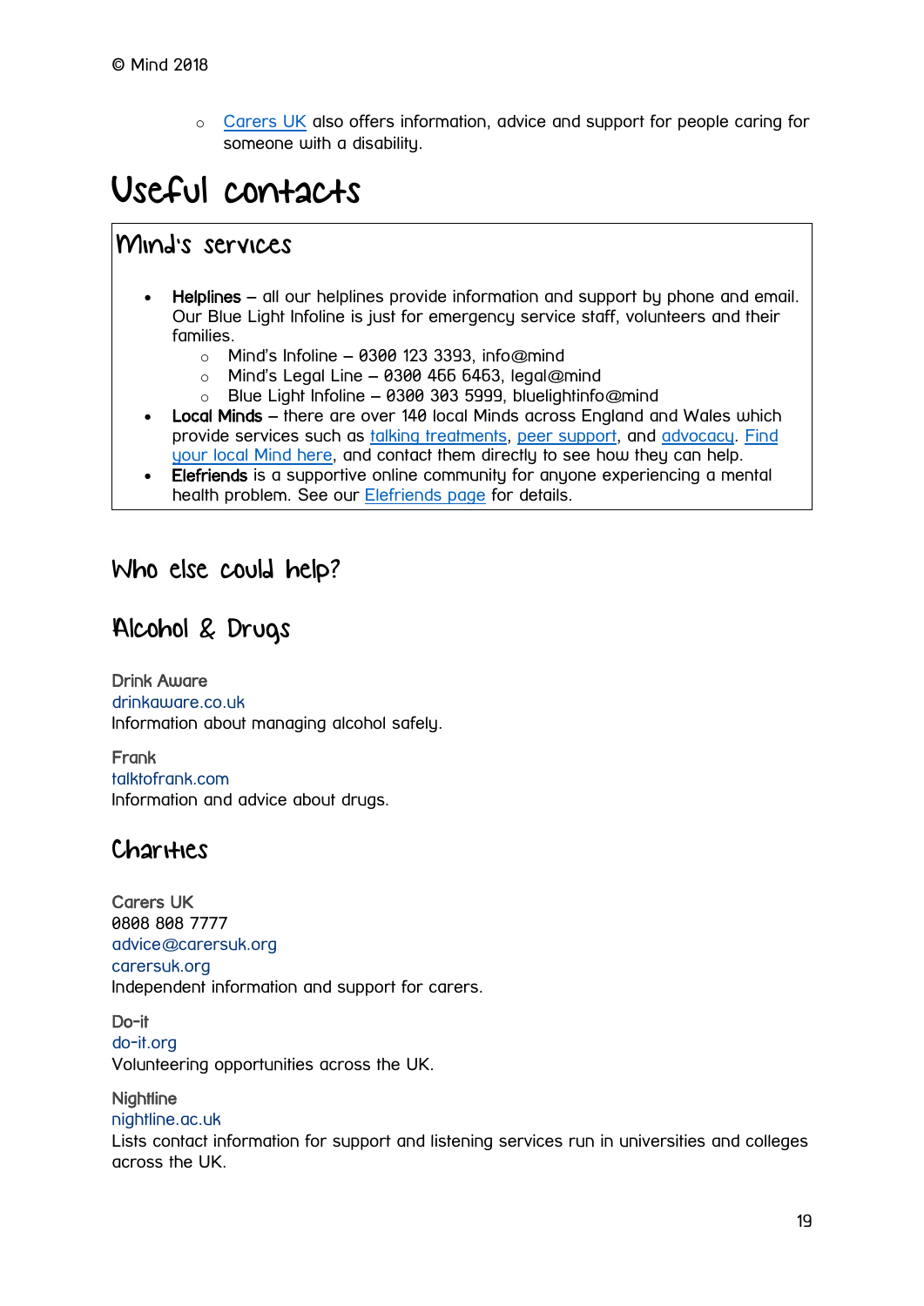© Mind 2018

  - Carers UK also offers information, advice and support for people caring for someone with a disability.

# Useful contacts

## Mind's services

- **Helplines** – all our helplines provide information and support by phone and email. Our Blue Light Infoline is just for emergency service staff, volunteers and their families.
  - Mind's Infoline – 0300 123 3393, info@mind
  - Mind's Legal Line – 0300 466 6463, legal@mind
  - Blue Light Infoline – 0300 303 5999, bluelightinfo@mind
- **Local Minds** – there are over 140 local Minds across England and Wales which provide services such as talking treatments, peer support, and advocacy. Find your local Mind here, and contact them directly to see how they can help.
- **Elefriends** is a supportive online community for anyone experiencing a mental health problem. See our Elefriends page for details.

## Who else could help?

## Alcohol & Drugs

Drink Aware
drinkaware.co.uk
Information about managing alcohol safely.

Frank
talktofrank.com
Information and advice about drugs.

## Charities

Carers UK
0808 808 7777
advice@carersuk.org
carersuk.org
Independent information and support for carers.

Do-it
do-it.org
Volunteering opportunities across the UK.

Nightline
nightline.ac.uk
Lists contact information for support and listening services run in universities and colleges across the UK.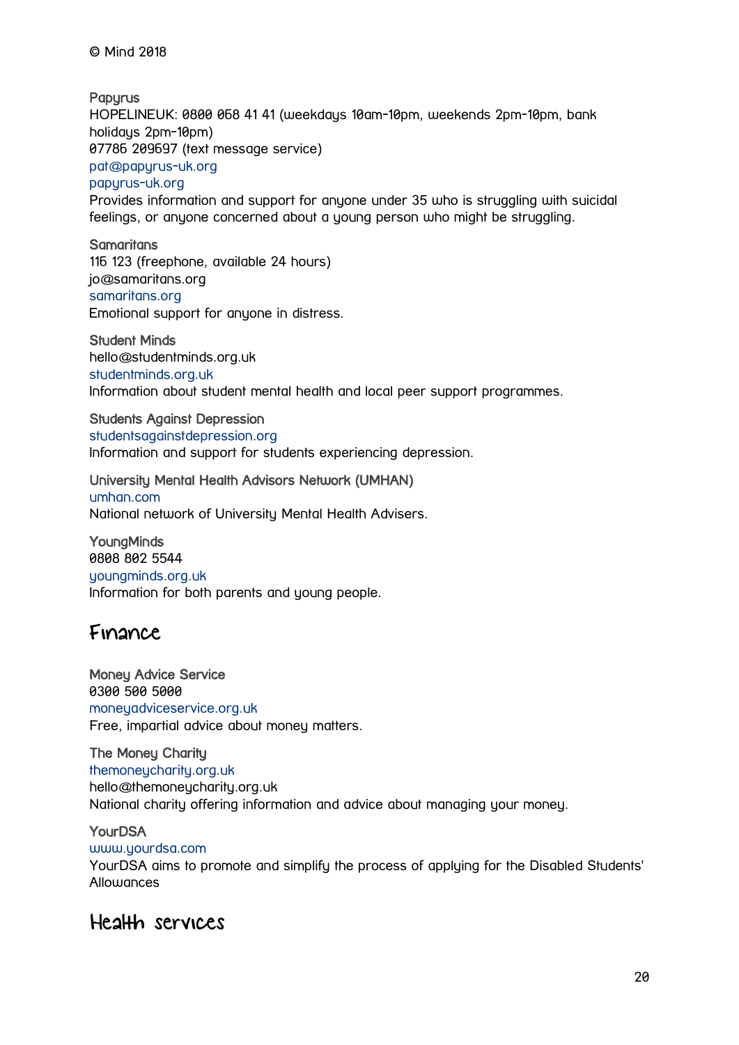© Mind 2018

**Papyrus**
HOPELINEUK: 0800 068 41 41 (weekdays 10am-10pm, weekends 2pm-10pm, bank holidays 2pm-10pm)
07786 209697 (text message service)
pat@papyrus-uk.org
papyrus-uk.org
Provides information and support for anyone under 35 who is struggling with suicidal feelings, or anyone concerned about a young person who might be struggling.

**Samaritans**
116 123 (freephone, available 24 hours)
jo@samaritans.org
samaritans.org
Emotional support for anyone in distress.

**Student Minds**
hello@studentminds.org.uk
studentminds.org.uk
Information about student mental health and local peer support programmes.

**Students Against Depression**
studentsagainstdepression.org
Information and support for students experiencing depression.

**University Mental Health Advisors Network (UMHAN)**
umhan.com
National network of University Mental Health Advisers.

**YoungMinds**
0808 802 5544
youngminds.org.uk
Information for both parents and young people.

## Finance

**Money Advice Service**
0300 500 5000
moneyadviceservice.org.uk
Free, impartial advice about money matters.

**The Money Charity**
themoneycharity.org.uk
hello@themoneycharity.org.uk
National charity offering information and advice about managing your money.

**YourDSA**
www.yourdsa.com
YourDSA aims to promote and simplify the process of applying for the Disabled Students' Allowances

## Health services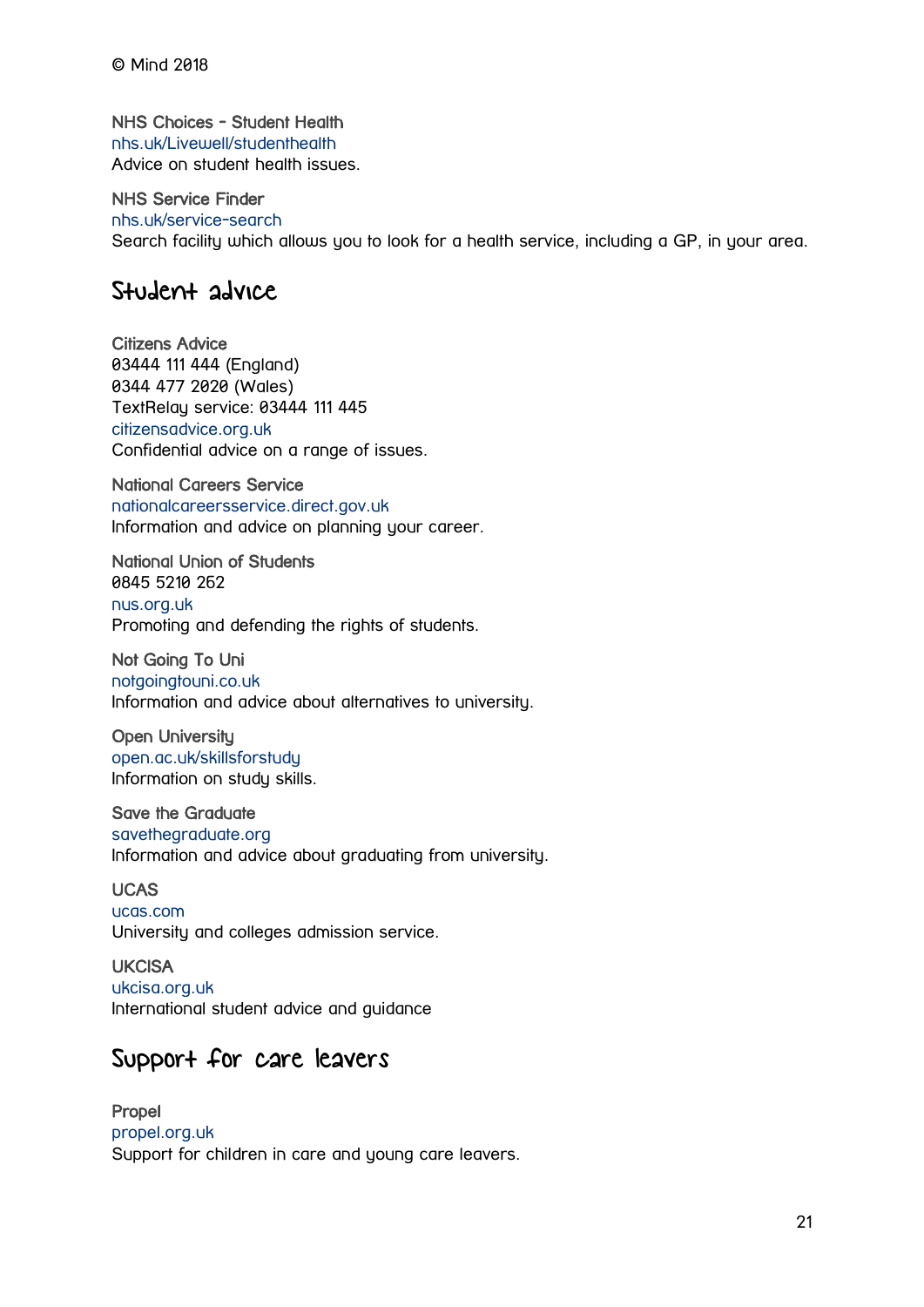© Mind 2018

NHS Choices - Student Health
nhs.uk/Livewell/studenthealth
Advice on student health issues.

NHS Service Finder
nhs.uk/service-search
Search facility which allows you to look for a health service, including a GP, in your area.

## Student advice

Citizens Advice
03444 111 444 (England)
0344 477 2020 (Wales)
TextRelay service: 03444 111 445
citizensadvice.org.uk
Confidential advice on a range of issues.

National Careers Service
nationalcareersservice.direct.gov.uk
Information and advice on planning your career.

National Union of Students
0845 5210 262
nus.org.uk
Promoting and defending the rights of students.

Not Going To Uni
notgoingtouni.co.uk
Information and advice about alternatives to university.

Open University
open.ac.uk/skillsforstudy
Information on study skills.

Save the Graduate
savethegraduate.org
Information and advice about graduating from university.

UCAS
ucas.com
University and colleges admission service.

UKCISA
ukcisa.org.uk
International student advice and guidance

## Support for care leavers

Propel
propel.org.uk
Support for children in care and young care leavers.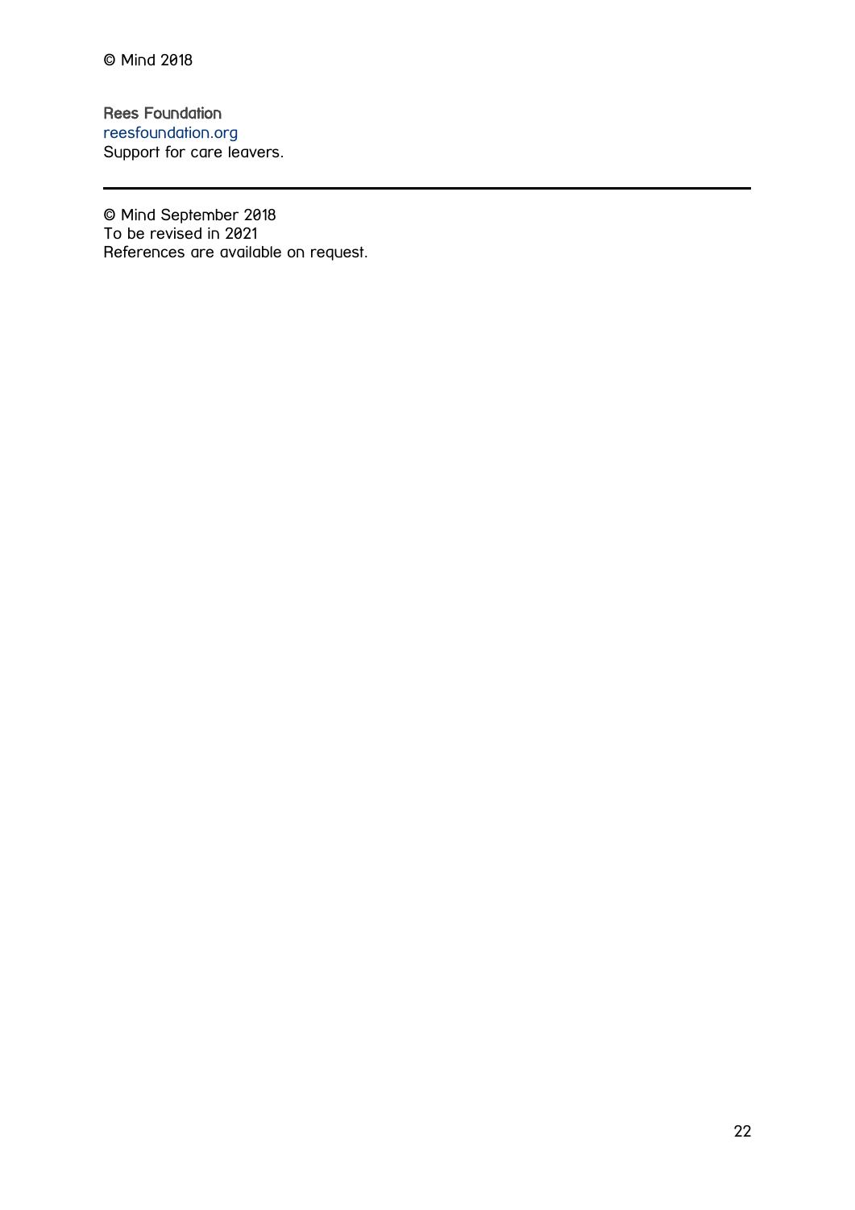© Mind 2018

**Rees Foundation**
reesfoundation.org
Support for care leavers.

---

© Mind September 2018
To be revised in 2021
References are available on request.